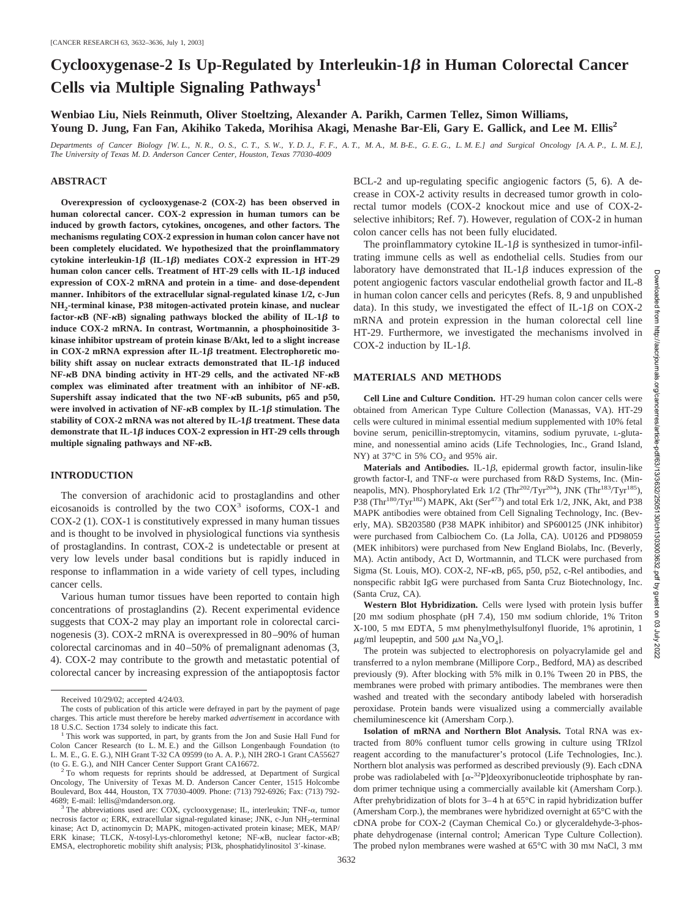# Cyclooxygenase-2 Is Up-Regulated by Interleukin-1β in Human Colorectal Cancer Cells via Multiple Signaling Pathways[1]

**Wenbiao Liu, Niels Reinmuth, Oliver Stoeltzing, Alexander A. Parikh, Carmen Tellez, Simon Williams, Young D. Jung, Fan Fan, Akihiko Takeda, Morihisa Akagi, Menashe Bar-Eli, Gary E. Gallick, and Lee M. Ellis[2]**

*Departments of Cancer Biology [W. L., N. R., O. S., C. T., S. W., Y. D. J., F. F., A. T., M. A., M. B-E., G. E. G., L. M. E.] and Surgical Oncology [A. A. P., L. M. E.], The University of Texas M. D. Anderson Cancer Center, Houston, Texas 77030-4009*

## ABSTRACT

**Overexpression of cyclooxygenase-2 (COX-2) has been observed in human colorectal cancer. COX-2 expression in human tumors can be induced by growth factors, cytokines, oncogenes, and other factors. The mechanisms regulating COX-2 expression in human colon cancer have not been completely elucidated. We hypothesized that the proinflammatory cytokine interleukin-1β (IL-1β) mediates COX-2 expression in HT-29 human colon cancer cells. Treatment of HT-29 cells with IL-1β induced expression of COX-2 mRNA and protein in a time- and dose-dependent manner. Inhibitors of the extracellular signal-regulated kinase 1/2, c-Jun $NH_2$-terminal kinase, P38 mitogen-activated protein kinase, and nuclear factor-κB (NF-κB) signaling pathways blocked the ability of IL-1β to induce COX-2 mRNA. In contrast, Wortmannin, a phosphoinositide 3-kinase inhibitor upstream of protein kinase B/Akt, led to a slight increase in COX-2 mRNA expression after IL-1β treatment. Electrophoretic mobility shift assay on nuclear extracts demonstrated that IL-1β induced NF-κB DNA binding activity in HT-29 cells, and the activated NF-κB complex was eliminated after treatment with an inhibitor of NF-κB. Supershift assay indicated that the two NF-κB subunits, p65 and p50, were involved in activation of NF-κB complex by IL-1β stimulation. The stability of COX-2 mRNA was not altered by IL-1β treatment. These data demonstrate that IL-1β induces COX-2 expression in HT-29 cells through multiple signaling pathways and NF-κB.**

## INTRODUCTION

The conversion of arachidonic acid to prostaglandins and other eicosanoids is controlled by the two COX[3] isoforms, COX-1 and COX-2 (1). COX-1 is constitutively expressed in many human tissues and is thought to be involved in physiological functions via synthesis of prostaglandins. In contrast, COX-2 is undetectable or present at very low levels under basal conditions but is rapidly induced in response to inflammation in a wide variety of cell types, including cancer cells.

Various human tumor tissues have been reported to contain high concentrations of prostaglandins (2). Recent experimental evidence suggests that COX-2 may play an important role in colorectal carcinogenesis (3). COX-2 mRNA is overexpressed in 80–90% of human colorectal carcinomas and in 40–50% of premalignant adenomas (3, 4). COX-2 may contribute to the growth and metastatic potential of colorectal cancer by increasing expression of the antiapoptosis factor BCL-2 and up-regulating specific angiogenic factors (5, 6). A decrease in COX-2 activity results in decreased tumor growth in colorectal tumor models (COX-2 knockout mice and use of COX-2-selective inhibitors; Ref. 7). However, regulation of COX-2 in human colon cancer cells has not been fully elucidated.

The proinflammatory cytokine IL-1β is synthesized in tumor-infiltrating immune cells as well as endothelial cells. Studies from our laboratory have demonstrated that IL-1β induces expression of the potent angiogenic factors vascular endothelial growth factor and IL-8 in human colon cancer cells and pericytes (Refs. 8, 9 and unpublished data). In this study, we investigated the effect of IL-1β on COX-2 mRNA and protein expression in the human colorectal cell line HT-29. Furthermore, we investigated the mechanisms involved in COX-2 induction by IL-1β.

## MATERIALS AND METHODS

**Cell Line and Culture Condition.** HT-29 human colon cancer cells were obtained from American Type Culture Collection (Manassas, VA). HT-29 cells were cultured in minimal essential medium supplemented with 10% fetal bovine serum, penicillin-streptomycin, vitamins, sodium pyruvate, L-glutamine, and nonessential amino acids (Life Technologies, Inc., Grand Island, NY) at 37°C in 5% $CO_2$ and 95% air.

**Materials and Antibodies.** IL-1β, epidermal growth factor, insulin-like growth factor-I, and TNF-α were purchased from R&D Systems, Inc. (Minneapolis, MN). Phosphorylated Erk 1/2 ($Thr^{202}/Tyr^{204}$), JNK ($Thr^{183}/Tyr^{185}$), P38 ($Thr^{180}/Tyr^{182}$) MAPK, Akt ($Ser^{473}$) and total Erk 1/2, JNK, Akt, and P38 MAPK antibodies were obtained from Cell Signaling Technology, Inc. (Beverly, MA). SB203580 (P38 MAPK inhibitor) and SP600125 (JNK inhibitor) were purchased from Calbiochem Co. (La Jolla, CA). U0126 and PD98059 (MEK inhibitors) were purchased from New England Biolabs, Inc. (Beverly, MA). Actin antibody, Act D, Wortmannin, and TLCK were purchased from Sigma (St. Louis, MO). COX-2, NF-κB, p65, p50, p52, c-Rel antibodies, and nonspecific rabbit IgG were purchased from Santa Cruz Biotechnology, Inc. (Santa Cruz, CA).

**Western Blot Hybridization.** Cells were lysed with protein lysis buffer [20 mM sodium phosphate (pH 7.4), 150 mM sodium chloride, 1% Triton X-100, 5 mM EDTA, 5 mM phenylmethylsulfonyl fluoride, 1% aprotinin, 1 μg/ml leupeptin, and 500 μM $Na_3VO_4$].

The protein was subjected to electrophoresis on polyacrylamide gel and transferred to a nylon membrane (Millipore Corp., Bedford, MA) as described previously (9). After blocking with 5% milk in 0.1% Tween 20 in PBS, the membranes were probed with primary antibodies. The membranes were then washed and treated with the secondary antibody labeled with horseradish peroxidase. Protein bands were visualized using a commercially available chemiluminescence kit (Amersham Corp.).

**Isolation of mRNA and Northern Blot Analysis.** Total RNA was extracted from 80% confluent tumor cells growing in culture using TRIzol reagent according to the manufacturer's protocol (Life Technologies, Inc.). Northern blot analysis was performed as described previously (9). Each cDNA probe was radiolabeled with [α-$^{32}$P]deoxyribonucleotide triphosphate by random primer technique using a commercially available kit (Amersham Corp.). After prehybridization of blots for 3–4 h at 65°C in rapid hybridization buffer (Amersham Corp.), the membranes were hybridized overnight at 65°C with the cDNA probe for COX-2 (Cayman Chemical Co.) or glyceraldehyde-3-phosphate dehydrogenase (internal control; American Type Culture Collection). The probed nylon membranes were washed at 65°C with 30 mM NaCl, 3 mM

---

Received 10/29/02; accepted 4/24/03.

The costs of publication of this article were defrayed in part by the payment of page charges. This article must therefore be hereby marked *advertisement* in accordance with 18 U.S.C. Section 1734 solely to indicate this fact.

[1] This work was supported, in part, by grants from the Jon and Susie Hall Fund for Colon Cancer Research (to L. M. E.) and the Gillson Longenbaugh Foundation (to L. M. E., G. E. G.), NIH Grant T-32 CA 09599 (to A. A. P.), NIH 2RO-1 Grant CA55627 (to G. E. G.), and NIH Cancer Center Support Grant CA16672.

[2] To whom requests for reprints should be addressed, at Department of Surgical Oncology, The University of Texas M. D. Anderson Cancer Center, 1515 Holcombe Boulevard, Box 444, Houston, TX 77030-4009. Phone: (713) 792-6926; Fax: (713) 792-4689; E-mail: lellis@mdanderson.org.

[3] The abbreviations used are: COX, cyclooxygenase; IL, interleukin; TNF-α, tumor necrosis factor α; ERK, extracellular signal-regulated kinase; JNK, c-Jun $NH_2$-terminal kinase; Act D, actinomycin D; MAPK, mitogen-activated protein kinase; MEK, MAP/ERK kinase; TLCK, N-tosyl-Lys-chloromethyl ketone; NF-κB, nuclear factor-κB; EMSA, electrophoretic mobility shift analysis; PI3k, phosphatidylinositol 3′-kinase.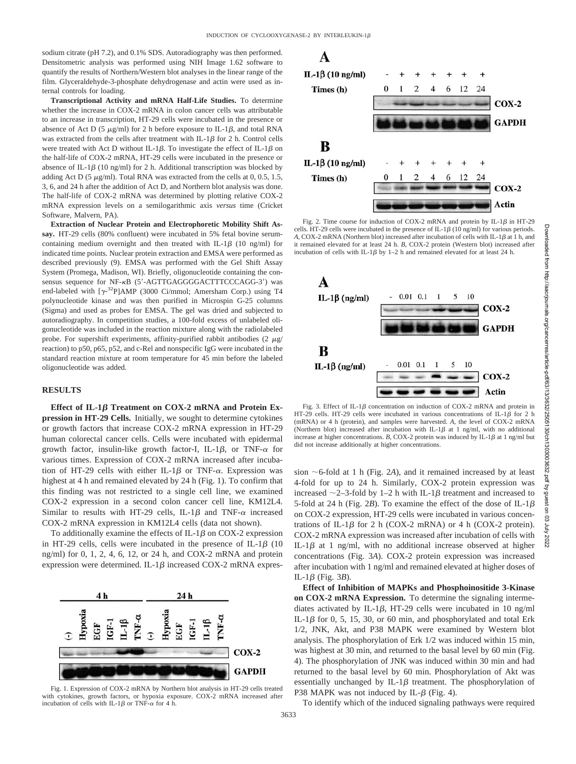sodium citrate (pH 7.2), and 0.1% SDS. Autoradiography was then performed. Densitometric analysis was performed using NIH Image 1.62 software to quantify the results of Northern/Western blot analyses in the linear range of the film. Glyceraldehyde-3-phosphate dehydrogenase and actin were used as internal controls for loading.

**Transcriptional Activity and mRNA Half-Life Studies.** To determine whether the increase in COX-2 mRNA in colon cancer cells was attributable to an increase in transcription, HT-29 cells were incubated in the presence or absence of Act D (5 $\mu$g/ml) for 2 h before exposure to IL-1$\beta$, and total RNA was extracted from the cells after treatment with IL-1$\beta$ for 2 h. Control cells were treated with Act D without IL-1$\beta$. To investigate the effect of IL-1$\beta$ on the half-life of COX-2 mRNA, HT-29 cells were incubated in the presence or absence of IL-1$\beta$ (10 ng/ml) for 2 h. Additional transcription was blocked by adding Act D (5 $\mu$g/ml). Total RNA was extracted from the cells at 0, 0.5, 1.5, 3, 6, and 24 h after the addition of Act D, and Northern blot analysis was done. The half-life of COX-2 mRNA was determined by plotting relative COX-2 mRNA expression levels on a semilogarithmic axis *versus* time (Cricket Software, Malvern, PA).

**Extraction of Nuclear Protein and Electrophoretic Mobility Shift Assay.** HT-29 cells (80% confluent) were incubated in 5% fetal bovine serum-containing medium overnight and then treated with IL-1$\beta$ (10 ng/ml) for indicated time points. Nuclear protein extraction and EMSA were performed as described previously (9). EMSA was performed with the Gel Shift Assay System (Promega, Madison, WI). Briefly, oligonucleotide containing the consensus sequence for NF-$\kappa$B (5′-AGTTGAGGGGACTTTCCCAGG-3′) was end-labeled with [$\gamma$-$^{32}$P]AMP (3000 Ci/mmol; Amersham Corp.) using T4 polynucleotide kinase and was then purified in Microspin G-25 columns (Sigma) and used as probes for EMSA. The gel was dried and subjected to autoradiography. In competition studies, a 100-fold excess of unlabeled oligonucleotide was included in the reaction mixture along with the radiolabeled probe. For supershift experiments, affinity-purified rabbit antibodies (2 $\mu$g/reaction) to p50, p65, p52, and c-Rel and nonspecific IgG were incubated in the standard reaction mixture at room temperature for 45 min before the labeled oligonucleotide was added.

## RESULTS

**Effect of IL-1$\beta$ Treatment on COX-2 mRNA and Protein Expression in HT-29 Cells.** Initially, we sought to determine cytokines or growth factors that increase COX-2 mRNA expression in HT-29 human colorectal cancer cells. Cells were incubated with epidermal growth factor, insulin-like growth factor-I, IL-1$\beta$, or TNF-$\alpha$ for various times. Expression of COX-2 mRNA increased after incubation of HT-29 cells with either IL-1$\beta$ or TNF-$\alpha$. Expression was highest at 4 h and remained elevated by 24 h (Fig. 1). To confirm that this finding was not restricted to a single cell line, we examined COX-2 expression in a second colon cancer cell line, KM12L4. Similar to results with HT-29 cells, IL-1$\beta$ and TNF-$\alpha$ increased COX-2 mRNA expression in KM12L4 cells (data not shown).

To additionally examine the effects of IL-1$\beta$ on COX-2 expression in HT-29 cells, cells were incubated in the presence of IL-1$\beta$ (10 ng/ml) for 0, 1, 2, 4, 6, 12, or 24 h, and COX-2 mRNA and protein expression were determined. IL-1$\beta$ increased COX-2 mRNA expression ~6-fold at 1 h (Fig. 2*A*), and it remained increased by at least 4-fold for up to 24 h. Similarly, COX-2 protein expression was increased ~2–3-fold by 1–2 h with IL-1$\beta$ treatment and increased to 5-fold at 24 h (Fig. 2*B*). To examine the effect of the dose of IL-1$\beta$ on COX-2 expression, HT-29 cells were incubated in various concentrations of IL-1$\beta$ for 2 h (COX-2 mRNA) or 4 h (COX-2 protein). COX-2 mRNA expression was increased after incubation of cells with IL-1$\beta$ at 1 ng/ml, with no additional increase observed at higher concentrations (Fig. 3*A*). COX-2 protein expression was increased after incubation with 1 ng/ml and remained elevated at higher doses of IL-1$\beta$ (Fig. 3*B*).

Fig. 1. Expression of COX-2 mRNA by Northern blot analysis in HT-29 cells treated with cytokines, growth factors, or hypoxia exposure. COX-2 mRNA increased after incubation of cells with IL-1$\beta$ or TNF-$\alpha$ for 4 h.

Fig. 2. Time course for induction of COX-2 mRNA and protein by IL-1$\beta$ in HT-29 cells. HT-29 cells were incubated in the presence of IL-1$\beta$ (10 ng/ml) for various periods. *A*, COX-2 mRNA (Northern blot) increased after incubation of cells with IL-1$\beta$ at 1 h, and it remained elevated for at least 24 h. *B*, COX-2 protein (Western blot) increased after incubation of cells with IL-1$\beta$ by 1–2 h and remained elevated for at least 24 h.

Fig. 3. Effect of IL-1$\beta$ concentration on induction of COX-2 mRNA and protein in HT-29 cells. HT-29 cells were incubated in various concentrations of IL-1$\beta$ for 2 h (mRNA) or 4 h (protein), and samples were harvested. *A*, the level of COX-2 mRNA (Northern blot) increased after incubation with IL-1$\beta$ at 1 ng/ml, with no additional increase at higher concentrations. *B*, COX-2 protein was induced by IL-1$\beta$ at 1 ng/ml but did not increase additionally at higher concentrations.

**Effect of Inhibition of MAPKs and Phosphoinositide 3-Kinase on COX-2 mRNA Expression.** To determine the signaling intermediates activated by IL-1$\beta$, HT-29 cells were incubated in 10 ng/ml IL-1$\beta$ for 0, 5, 15, 30, or 60 min, and phosphorylated and total Erk 1/2, JNK, Akt, and P38 MAPK were examined by Western blot analysis. The phosphorylation of Erk 1/2 was induced within 15 min, was highest at 30 min, and returned to the basal level by 60 min (Fig. 4). The phosphorylation of JNK was induced within 30 min and had returned to the basal level by 60 min. Phosphorylation of Akt was essentially unchanged by IL-1$\beta$ treatment. The phosphorylation of P38 MAPK was not induced by IL-$\beta$ (Fig. 4).

To identify which of the induced signaling pathways were required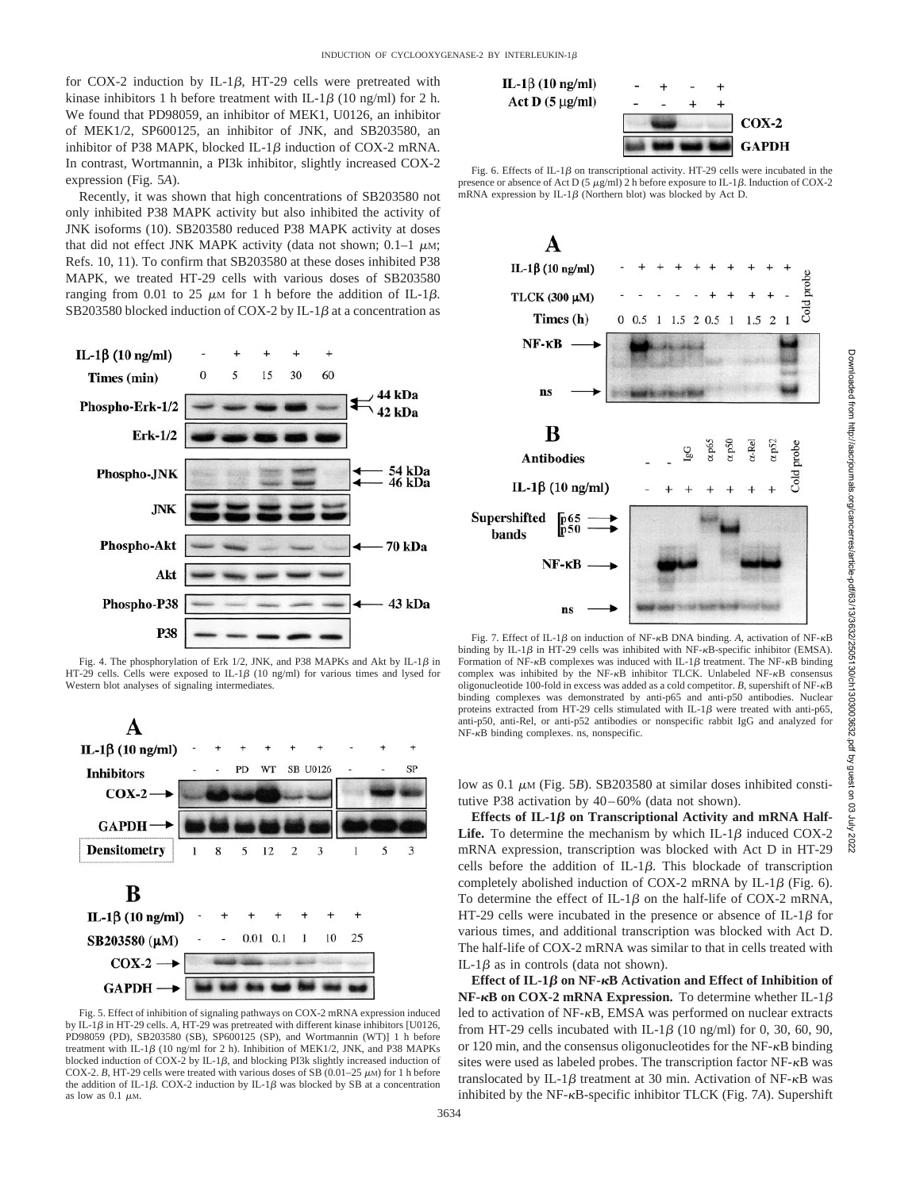for COX-2 induction by IL-1$\beta$, HT-29 cells were pretreated with kinase inhibitors 1 h before treatment with IL-1$\beta$ (10 ng/ml) for 2 h. We found that PD98059, an inhibitor of MEK1, U0126, an inhibitor of MEK1/2, SP600125, an inhibitor of JNK, and SB203580, an inhibitor of P38 MAPK, blocked IL-1$\beta$ induction of COX-2 mRNA. In contrast, Wortmannin, a PI3k inhibitor, slightly increased COX-2 expression (Fig. 5*A*).

Recently, it was shown that high concentrations of SB203580 not only inhibited P38 MAPK activity but also inhibited the activity of JNK isoforms (10). SB203580 reduced P38 MAPK activity at doses that did not effect JNK MAPK activity (data not shown; 0.1–1 $\mu$M; Refs. 10, 11). To confirm that SB203580 at these doses inhibited P38 MAPK, we treated HT-29 cells with various doses of SB203580 ranging from 0.01 to 25 $\mu$M for 1 h before the addition of IL-1$\beta$. SB203580 blocked induction of COX-2 by IL-1$\beta$ at a concentration as low as 0.1 $\mu$M (Fig. 5*B*). SB203580 at similar doses inhibited constitutive P38 activation by 40–60% (data not shown).

Fig. 4. The phosphorylation of Erk 1/2, JNK, and P38 MAPKs and Akt by IL-1$\beta$ in HT-29 cells. Cells were exposed to IL-1$\beta$ (10 ng/ml) for various times and lysed for Western blot analyses of signaling intermediates.

Fig. 5. Effect of inhibition of signaling pathways on COX-2 mRNA expression induced by IL-1$\beta$ in HT-29 cells. *A*, HT-29 was pretreated with different kinase inhibitors [U0126, PD98059 (PD), SB203580 (SB), SP600125 (SP), and Wortmannin (WT)] 1 h before treatment with IL-1$\beta$ (10 ng/ml for 2 h). Inhibition of MEK1/2, JNK, and P38 MAPKs blocked induction of COX-2 by IL-1$\beta$, and blocking PI3k slightly increased induction of COX-2. *B*, HT-29 cells were treated with various doses of SB (0.01–25 $\mu$M) for 1 h before the addition of IL-1$\beta$. COX-2 induction by IL-1$\beta$ was blocked by SB at a concentration as low as 0.1 $\mu$M.

Fig. 6. Effects of IL-1$\beta$ on transcriptional activity. HT-29 cells were incubated in the presence or absence of Act D (5 $\mu$g/ml) 2 h before exposure to IL-1$\beta$. Induction of COX-2 mRNA expression by IL-1$\beta$ (Northern blot) was blocked by Act D.

Fig. 7. Effect of IL-1$\beta$ on induction of NF-$\kappa$B DNA binding. *A*, activation of NF-$\kappa$B binding by IL-1$\beta$ in HT-29 cells was inhibited with NF-$\kappa$B-specific inhibitor (EMSA). Formation of NF-$\kappa$B complexes was induced with IL-1$\beta$ treatment. The NF-$\kappa$B binding complex was inhibited by the NF-$\kappa$B inhibitor TLCK. Unlabeled NF-$\kappa$B consensus oligonucleotide 100-fold in excess was added as a cold competitor. *B*, supershift of NF-$\kappa$B binding complexes was demonstrated by anti-p65 and anti-p50 antibodies. Nuclear proteins extracted from HT-29 cells stimulated with IL-1$\beta$ were treated with anti-p65, anti-p50, anti-Rel, or anti-p52 antibodies or nonspecific rabbit IgG and analyzed for NF-$\kappa$B binding complexes. ns, nonspecific.

**Effects of IL-1$\beta$ on Transcriptional Activity and mRNA Half-Life.** To determine the mechanism by which IL-1$\beta$ induced COX-2 mRNA expression, transcription was blocked with Act D in HT-29 cells before the addition of IL-1$\beta$. This blockade of transcription completely abolished induction of COX-2 mRNA by IL-1$\beta$ (Fig. 6). To determine the effect of IL-1$\beta$ on the half-life of COX-2 mRNA, HT-29 cells were incubated in the presence or absence of IL-1$\beta$ for various times, and additional transcription was blocked with Act D. The half-life of COX-2 mRNA was similar to that in cells treated with IL-1$\beta$ as in controls (data not shown).

**Effect of IL-1$\beta$ on NF-$\kappa$B Activation and Effect of Inhibition of NF-$\kappa$B on COX-2 mRNA Expression.** To determine whether IL-1$\beta$ led to activation of NF-$\kappa$B, EMSA was performed on nuclear extracts from HT-29 cells incubated with IL-1$\beta$ (10 ng/ml) for 0, 30, 60, 90, or 120 min, and the consensus oligonucleotides for the NF-$\kappa$B binding sites were used as labeled probes. The transcription factor NF-$\kappa$B was translocated by IL-1$\beta$ treatment at 30 min. Activation of NF-$\kappa$B was inhibited by the NF-$\kappa$B-specific inhibitor TLCK (Fig. 7*A*). Supershift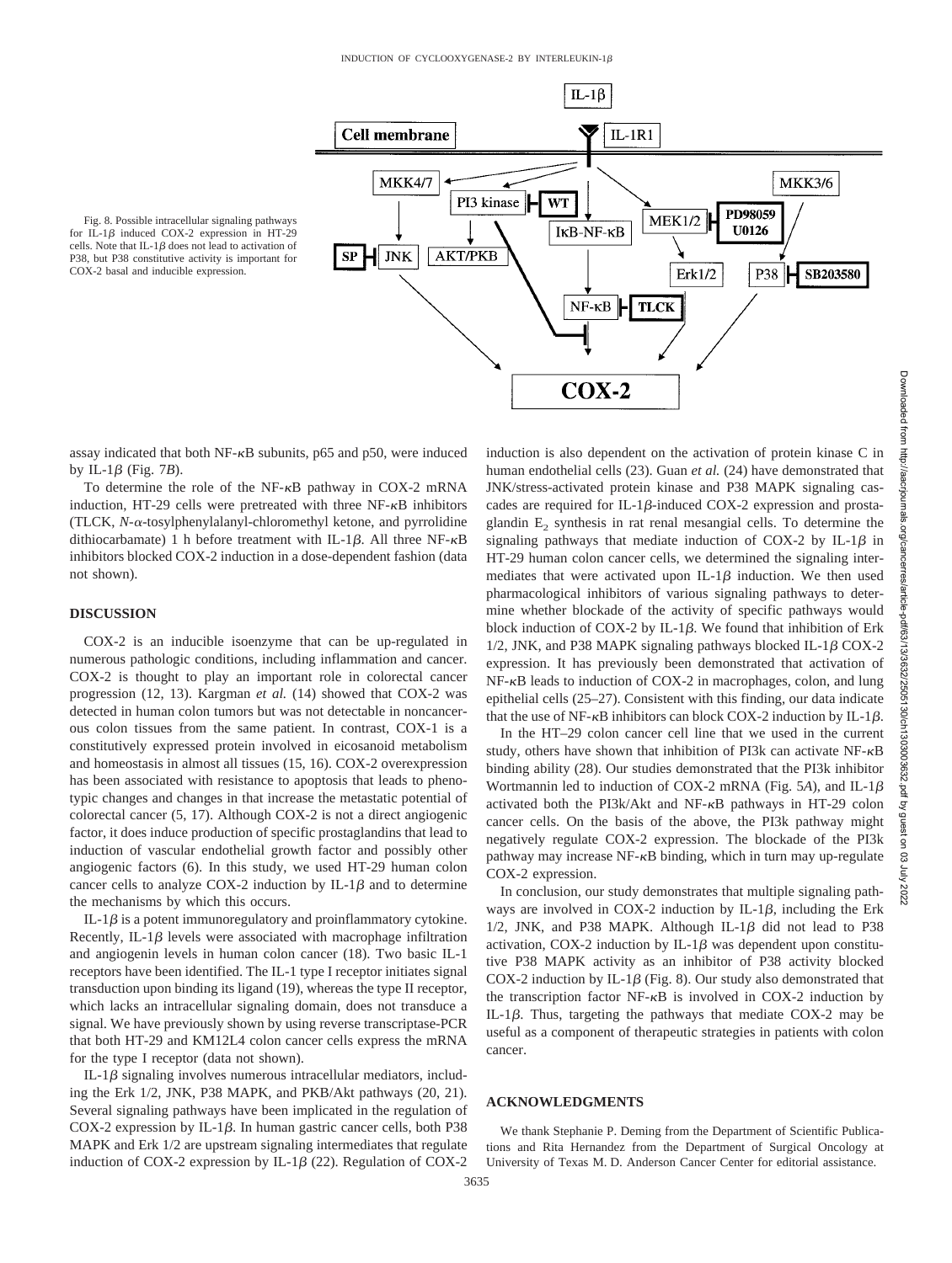Fig. 8. Possible intracellular signaling pathways for IL-1$\beta$ induced COX-2 expression in HT-29 cells. Note that IL-1$\beta$ does not lead to activation of P38, but P38 constitutive activity is important for COX-2 basal and inducible expression.

assay indicated that both NF-$\kappa$B subunits, p65 and p50, were induced by IL-1$\beta$ (Fig. 7*B*).

To determine the role of the NF-$\kappa$B pathway in COX-2 mRNA induction, HT-29 cells were pretreated with three NF-$\kappa$B inhibitors (TLCK, *N*-$\alpha$-tosylphenylalanyl-chloromethyl ketone, and pyrrolidine dithiocarbamate) 1 h before treatment with IL-1$\beta$. All three NF-$\kappa$B inhibitors blocked COX-2 induction in a dose-dependent fashion (data not shown).

## DISCUSSION

COX-2 is an inducible isoenzyme that can be up-regulated in numerous pathologic conditions, including inflammation and cancer. COX-2 is thought to play an important role in colorectal cancer progression (12, 13). Kargman *et al.* (14) showed that COX-2 was detected in human colon tumors but was not detectable in noncancerous colon tissues from the same patient. In contrast, COX-1 is a constitutively expressed protein involved in eicosanoid metabolism and homeostasis in almost all tissues (15, 16). COX-2 overexpression has been associated with resistance to apoptosis that leads to phenotypic changes and changes in that increase the metastatic potential of colorectal cancer (5, 17). Although COX-2 is not a direct angiogenic factor, it does induce production of specific prostaglandins that lead to induction of vascular endothelial growth factor and possibly other angiogenic factors (6). In this study, we used HT-29 human colon cancer cells to analyze COX-2 induction by IL-1$\beta$ and to determine the mechanisms by which this occurs.

IL-1$\beta$ is a potent immunoregulatory and proinflammatory cytokine. Recently, IL-1$\beta$ levels were associated with macrophage infiltration and angiogenin levels in human colon cancer (18). Two basic IL-1 receptors have been identified. The IL-1 type I receptor initiates signal transduction upon binding its ligand (19), whereas the type II receptor, which lacks an intracellular signaling domain, does not transduce a signal. We have previously shown by using reverse transcriptase-PCR that both HT-29 and KM12L4 colon cancer cells express the mRNA for the type I receptor (data not shown).

IL-1$\beta$ signaling involves numerous intracellular mediators, including the Erk 1/2, JNK, P38 MAPK, and PKB/Akt pathways (20, 21). Several signaling pathways have been implicated in the regulation of COX-2 expression by IL-1$\beta$. In human gastric cancer cells, both P38 MAPK and Erk 1/2 are upstream signaling intermediates that regulate induction of COX-2 expression by IL-1$\beta$ (22). Regulation of COX-2 induction is also dependent on the activation of protein kinase C in human endothelial cells (23). Guan *et al.* (24) have demonstrated that JNK/stress-activated protein kinase and P38 MAPK signaling cascades are required for IL-1$\beta$-induced COX-2 expression and prostaglandin $E_2$ synthesis in rat renal mesangial cells. To determine the signaling pathways that mediate induction of COX-2 by IL-1$\beta$ in HT-29 human colon cancer cells, we determined the signaling intermediates that were activated upon IL-1$\beta$ induction. We then used pharmacological inhibitors of various signaling pathways to determine whether blockade of the activity of specific pathways would block induction of COX-2 by IL-1$\beta$. We found that inhibition of Erk 1/2, JNK, and P38 MAPK signaling pathways blocked IL-1$\beta$ COX-2 expression. It has previously been demonstrated that activation of NF-$\kappa$B leads to induction of COX-2 in macrophages, colon, and lung epithelial cells (25–27). Consistent with this finding, our data indicate that the use of NF-$\kappa$B inhibitors can block COX-2 induction by IL-1$\beta$.

In the HT–29 colon cancer cell line that we used in the current study, others have shown that inhibition of PI3k can activate NF-$\kappa$B binding ability (28). Our studies demonstrated that the PI3k inhibitor Wortmannin led to induction of COX-2 mRNA (Fig. 5*A*), and IL-1$\beta$ activated both the PI3k/Akt and NF-$\kappa$B pathways in HT-29 colon cancer cells. On the basis of the above, the PI3k pathway might negatively regulate COX-2 expression. The blockade of the PI3k pathway may increase NF-$\kappa$B binding, which in turn may up-regulate COX-2 expression.

In conclusion, our study demonstrates that multiple signaling pathways are involved in COX-2 induction by IL-1$\beta$, including the Erk 1/2, JNK, and P38 MAPK. Although IL-1$\beta$ did not lead to P38 activation, COX-2 induction by IL-1$\beta$ was dependent upon constitutive P38 MAPK activity as an inhibitor of P38 activity blocked COX-2 induction by IL-1$\beta$ (Fig. 8). Our study also demonstrated that the transcription factor NF-$\kappa$B is involved in COX-2 induction by IL-1$\beta$. Thus, targeting the pathways that mediate COX-2 may be useful as a component of therapeutic strategies in patients with colon cancer.

## ACKNOWLEDGMENTS

We thank Stephanie P. Deming from the Department of Scientific Publications and Rita Hernandez from the Department of Surgical Oncology at University of Texas M. D. Anderson Cancer Center for editorial assistance.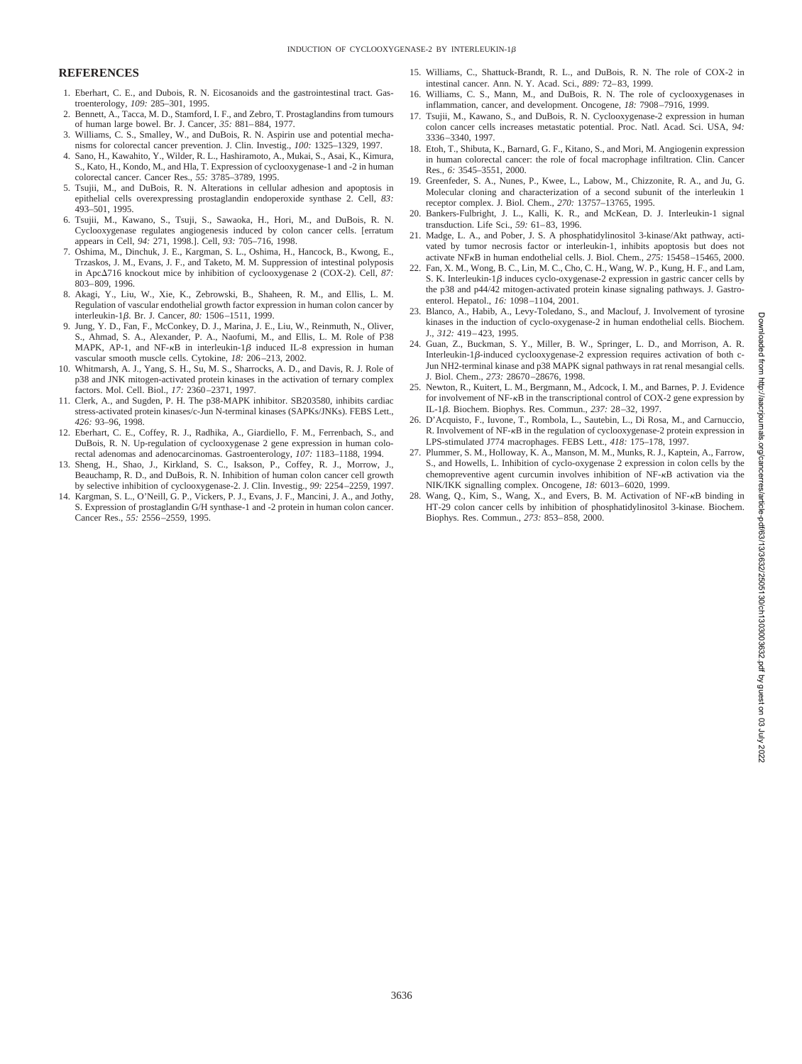## REFERENCES

1. Eberhart, C. E., and Dubois, R. N. Eicosanoids and the gastrointestinal tract. Gastroenterology, *109:* 285–301, 1995.
2. Bennett, A., Tacca, M. D., Stamford, I. F., and Zebro, T. Prostaglandins from tumours of human large bowel. Br. J. Cancer, *35:* 881–884, 1977.
3. Williams, C. S., Smalley, W., and DuBois, R. N. Aspirin use and potential mechanisms for colorectal cancer prevention. J. Clin. Investig., *100:* 1325–1329, 1997.
4. Sano, H., Kawahito, Y., Wilder, R. L., Hashiramoto, A., Mukai, S., Asai, K., Kimura, S., Kato, H., Kondo, M., and Hla, T. Expression of cyclooxygenase-1 and -2 in human colorectal cancer. Cancer Res., *55:* 3785–3789, 1995.
5. Tsujii, M., and DuBois, R. N. Alterations in cellular adhesion and apoptosis in epithelial cells overexpressing prostaglandin endoperoxide synthase 2. Cell, *83:* 493–501, 1995.
6. Tsujii, M., Kawano, S., Tsuji, S., Sawaoka, H., Hori, M., and DuBois, R. N. Cyclooxygenase regulates angiogenesis induced by colon cancer cells. [erratum appears in Cell, *94:* 271, 1998.]. Cell, *93:* 705–716, 1998.
7. Oshima, M., Dinchuk, J. E., Kargman, S. L., Oshima, H., Hancock, B., Kwong, E., Trzaskos, J. M., Evans, J. F., and Taketo, M. M. Suppression of intestinal polyposis in Apc$\Delta$716 knockout mice by inhibition of cyclooxygenase 2 (COX-2). Cell, *87:* 803–809, 1996.
8. Akagi, Y., Liu, W., Xie, K., Zebrowski, B., Shaheen, R. M., and Ellis, L. M. Regulation of vascular endothelial growth factor expression in human colon cancer by interleukin-1$\beta$. Br. J. Cancer, *80:* 1506–1511, 1999.
9. Jung, Y. D., Fan, F., McConkey, D. J., Marina, J. E., Liu, W., Reinmuth, N., Oliver, S., Ahmad, S. A., Alexander, P. A., Naofumi, M., and Ellis, L. M. Role of P38 MAPK, AP-1, and NF-$\kappa$B in interleukin-1$\beta$ induced IL-8 expression in human vascular smooth muscle cells. Cytokine, *18:* 206–213, 2002.
10. Whitmarsh, A. J., Yang, S. H., Su, M. S., Sharrocks, A. D., and Davis, R. J. Role of p38 and JNK mitogen-activated protein kinases in the activation of ternary complex factors. Mol. Cell. Biol., *17:* 2360–2371, 1997.
11. Clerk, A., and Sugden, P. H. The p38-MAPK inhibitor. SB203580, inhibits cardiac stress-activated protein kinases/c-Jun N-terminal kinases (SAPKs/JNKs). FEBS Lett., *426:* 93–96, 1998.
12. Eberhart, C. E., Coffey, R. J., Radhika, A., Giardiello, F. M., Ferrenbach, S., and DuBois, R. N. Up-regulation of cyclooxygenase 2 gene expression in human colorectal adenomas and adenocarcinomas. Gastroenterology, *107:* 1183–1188, 1994.
13. Sheng, H., Shao, J., Kirkland, S. C., Isakson, P., Coffey, R. J., Morrow, J., Beauchamp, R. D., and DuBois, R. N. Inhibition of human colon cancer cell growth by selective inhibition of cyclooxygenase-2. J. Clin. Investig., *99:* 2254–2259, 1997.
14. Kargman, S. L., O'Neill, G. P., Vickers, P. J., Evans, J. F., Mancini, J. A., and Jothy, S. Expression of prostaglandin G/H synthase-1 and -2 protein in human colon cancer. Cancer Res., *55:* 2556–2559, 1995.
15. Williams, C., Shattuck-Brandt, R. L., and DuBois, R. N. The role of COX-2 in intestinal cancer. Ann. N. Y. Acad. Sci., *889:* 72–83, 1999.
16. Williams, C. S., Mann, M., and DuBois, R. N. The role of cyclooxygenases in inflammation, cancer, and development. Oncogene, *18:* 7908–7916, 1999.
17. Tsujii, M., Kawano, S., and DuBois, R. N. Cyclooxygenase-2 expression in human colon cancer cells increases metastatic potential. Proc. Natl. Acad. Sci. USA, *94:* 3336–3340, 1997.
18. Etoh, T., Shibuta, K., Barnard, G. F., Kitano, S., and Mori, M. Angiogenin expression in human colorectal cancer: the role of focal macrophage infiltration. Clin. Cancer Res., *6:* 3545–3551, 2000.
19. Greenfeder, S. A., Nunes, P., Kwee, L., Labow, M., Chizzonite, R. A., and Ju, G. Molecular cloning and characterization of a second subunit of the interleukin 1 receptor complex. J. Biol. Chem., *270:* 13757–13765, 1995.
20. Bankers-Fulbright, J. L., Kalli, K. R., and McKean, D. J. Interleukin-1 signal transduction. Life Sci., *59:* 61–83, 1996.
21. Madge, L. A., and Pober, J. S. A phosphatidylinositol 3-kinase/Akt pathway, activated by tumor necrosis factor or interleukin-1, inhibits apoptosis but does not activate NF$\kappa$B in human endothelial cells. J. Biol. Chem., *275:* 15458–15465, 2000.
22. Fan, X. M., Wong, B. C., Lin, M. C., Cho, C. H., Wang, W. P., Kung, H. F., and Lam, S. K. Interleukin-1$\beta$ induces cyclo-oxygenase-2 expression in gastric cancer cells by the p38 and p44/42 mitogen-activated protein kinase signaling pathways. J. Gastroenterol. Hepatol., *16:* 1098–1104, 2001.
23. Blanco, A., Habib, A., Levy-Toledano, S., and Maclouf, J. Involvement of tyrosine kinases in the induction of cyclo-oxygenase-2 in human endothelial cells. Biochem. J., *312:* 419–423, 1995.
24. Guan, Z., Buckman, S. Y., Miller, B. W., Springer, L. D., and Morrison, A. R. Interleukin-1$\beta$-induced cyclooxygenase-2 expression requires activation of both c-Jun NH2-terminal kinase and p38 MAPK signal pathways in rat renal mesangial cells. J. Biol. Chem., *273:* 28670–28676, 1998.
25. Newton, R., Kuitert, L. M., Bergmann, M., Adcock, I. M., and Barnes, P. J. Evidence for involvement of NF-$\kappa$B in the transcriptional control of COX-2 gene expression by IL-1$\beta$. Biochem. Biophys. Res. Commun., *237:* 28–32, 1997.
26. D'Acquisto, F., Iuvone, T., Rombola, L., Sautebin, L., Di Rosa, M., and Carnuccio, R. Involvement of NF-$\kappa$B in the regulation of cyclooxygenase-2 protein expression in LPS-stimulated J774 macrophages. FEBS Lett., *418:* 175–178, 1997.
27. Plummer, S. M., Holloway, K. A., Manson, M. M., Munks, R. J., Kaptein, A., Farrow, S., and Howells, L. Inhibition of cyclo-oxygenase 2 expression in colon cells by the chemopreventive agent curcumin involves inhibition of NF-$\kappa$B activation via the NIK/IKK signalling complex. Oncogene, *18:* 6013–6020, 1999.
28. Wang, Q., Kim, S., Wang, X., and Evers, B. M. Activation of NF-$\kappa$B binding in HT-29 colon cancer cells by inhibition of phosphatidylinositol 3-kinase. Biochem. Biophys. Res. Commun., *273:* 853–858, 2000.